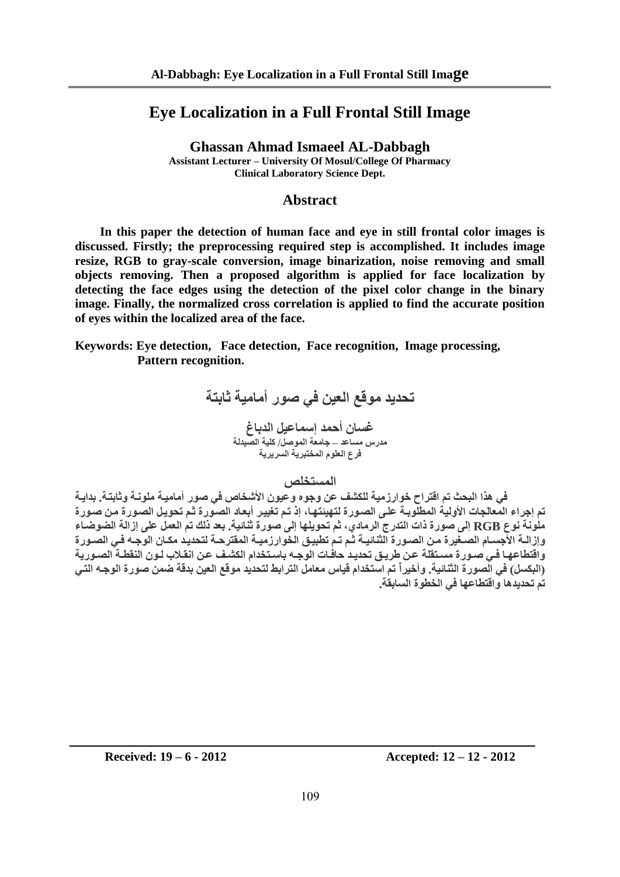# Eye Localization in a Full Frontal Still Image

**Ghassan Ahmad Ismaeel AL-Dabbagh**
**Assistant Lecturer – University Of Mosul/College Of Pharmacy**
**Clinical Laboratory Science Dept.**

## Abstract

**In this paper the detection of human face and eye in still frontal color images is discussed. Firstly; the preprocessing required step is accomplished. It includes image resize, RGB to gray-scale conversion, image binarization, noise removing and small objects removing. Then a proposed algorithm is applied for face localization by detecting the face edges using the detection of the pixel color change in the binary image. Finally, the normalized cross correlation is applied to find the accurate position of eyes within the localized area of the face.**

**Keywords: Eye detection, Face detection, Face recognition, Image processing, Pattern recognition.**

# تحديد موقع العين في صور أمامية ثابتة

**غسان أحمد إسماعيل الدباغ**
**مدرس مساعد – جامعة الموصل/ كلية الصيدلة**
**فرع العلوم المختبرية السريرية**

## المستخلص

**في هذا البحث تم اقتراح خوارزمية للكشف عن وجوه وعيون الأشخاص في صور أمامية ملونة وثابتة. بداية تم إجراء المعالجات الأولية المطلوبة على الصورة لتهيئتها، إذ تم تغيير أبعاد الصورة ثم تحويل الصورة من صورة ملونة نوع RGB إلى صورة ذات التدرج الرمادي، ثم تحويلها إلى صورة ثنائية. بعد ذلك تم العمل على إزالة الضوضاء وإزالة الأجسام الصغيرة من الصورة الثنائية ثم تم تطبيق الخوارزمية المقترحة لتحديد مكان الوجه في الصورة واقتطاعها في صورة مستقلة عن طريق تحديد حافات الوجه باستخدام الكشف عن انقلاب لون النقطة الصورية (البكسل) في الصورة الثنائية. وأخيراً تم استخدام قياس معامل الترابط لتحديد موقع العين بدقة ضمن صورة الوجه التي تم تحديدها واقتطاعها في الخطوة السابقة.**

---

**Received: 19 – 6 - 2012** **Accepted: 12 – 12 - 2012**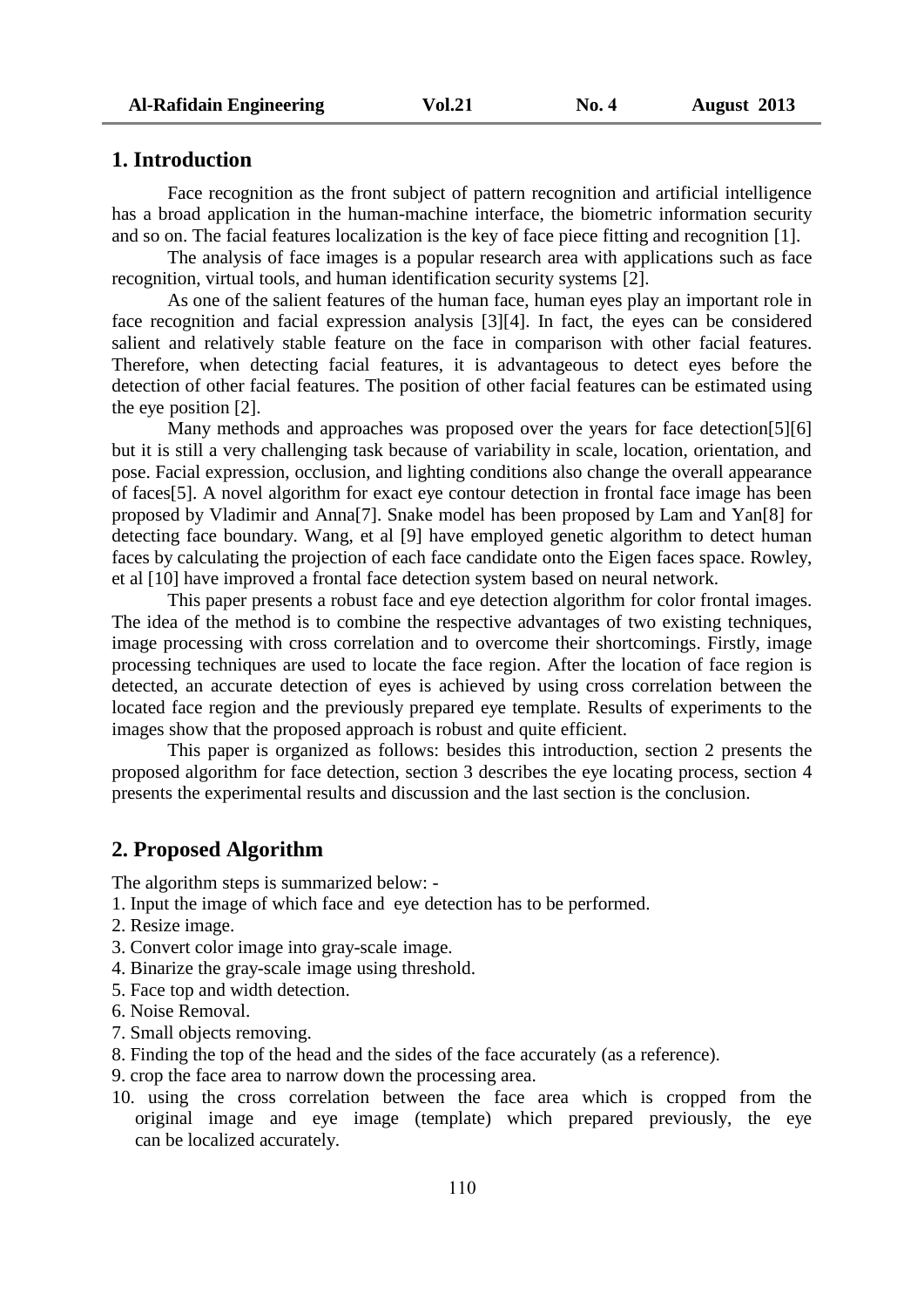## 1. Introduction

Face recognition as the front subject of pattern recognition and artificial intelligence has a broad application in the human-machine interface, the biometric information security and so on. The facial features localization is the key of face piece fitting and recognition [1].

The analysis of face images is a popular research area with applications such as face recognition, virtual tools, and human identification security systems [2].

As one of the salient features of the human face, human eyes play an important role in face recognition and facial expression analysis [3][4]. In fact, the eyes can be considered salient and relatively stable feature on the face in comparison with other facial features. Therefore, when detecting facial features, it is advantageous to detect eyes before the detection of other facial features. The position of other facial features can be estimated using the eye position [2].

Many methods and approaches was proposed over the years for face detection[5][6] but it is still a very challenging task because of variability in scale, location, orientation, and pose. Facial expression, occlusion, and lighting conditions also change the overall appearance of faces[5]. A novel algorithm for exact eye contour detection in frontal face image has been proposed by Vladimir and Anna[7]. Snake model has been proposed by Lam and Yan[8] for detecting face boundary. Wang, et al [9] have employed genetic algorithm to detect human faces by calculating the projection of each face candidate onto the Eigen faces space. Rowley, et al [10] have improved a frontal face detection system based on neural network.

This paper presents a robust face and eye detection algorithm for color frontal images. The idea of the method is to combine the respective advantages of two existing techniques, image processing with cross correlation and to overcome their shortcomings. Firstly, image processing techniques are used to locate the face region. After the location of face region is detected, an accurate detection of eyes is achieved by using cross correlation between the located face region and the previously prepared eye template. Results of experiments to the images show that the proposed approach is robust and quite efficient.

This paper is organized as follows: besides this introduction, section 2 presents the proposed algorithm for face detection, section 3 describes the eye locating process, section 4 presents the experimental results and discussion and the last section is the conclusion.

## 2. Proposed Algorithm

The algorithm steps is summarized below: -

1. Input the image of which face and eye detection has to be performed.
2. Resize image.
3. Convert color image into gray-scale image.
4. Binarize the gray-scale image using threshold.
5. Face top and width detection.
6. Noise Removal.
7. Small objects removing.
8. Finding the top of the head and the sides of the face accurately (as a reference).
9. crop the face area to narrow down the processing area.
10. using the cross correlation between the face area which is cropped from the original image and eye image (template) which prepared previously, the eye can be localized accurately.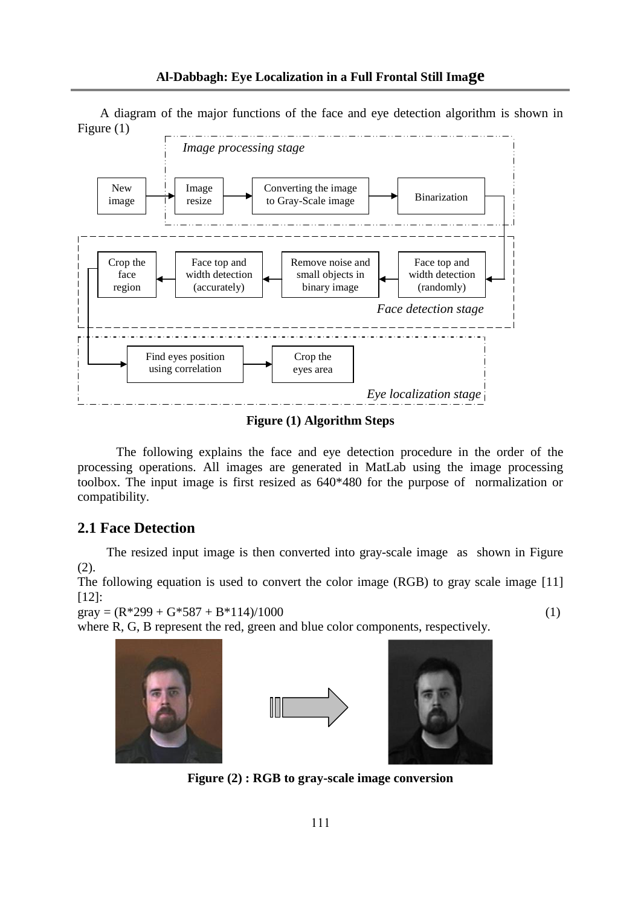A diagram of the major functions of the face and eye detection algorithm is shown in Figure (1)

*Image processing stage*

New image → Image resize → Converting the image to Gray-Scale image → Binarization

*Face detection stage*

Face top and width detection (randomly) → Remove noise and small objects in binary image → Face top and width detection (accurately) → Crop the face region

*Eye localization stage*

Find eyes position using correlation → Crop the eyes area

**Figure (1) Algorithm Steps**

The following explains the face and eye detection procedure in the order of the processing operations. All images are generated in MatLab using the image processing toolbox. The input image is first resized as 640*480 for the purpose of normalization or compatibility.

## 2.1 Face Detection

The resized input image is then converted into gray-scale image as shown in Figure (2).

The following equation is used to convert the color image (RGB) to gray scale image [11] [12]:

$$gray = (R*299 + G*587 + B*114)/1000 \quad (1)$$

where R, G, B represent the red, green and blue color components, respectively.

**Figure (2) : RGB to gray-scale image conversion**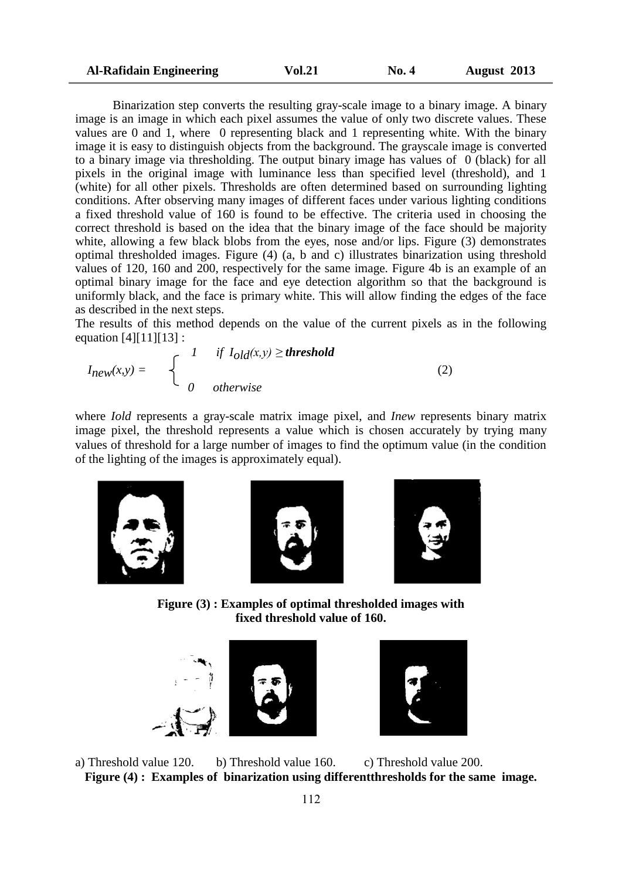Binarization step converts the resulting gray-scale image to a binary image. A binary image is an image in which each pixel assumes the value of only two discrete values. These values are 0 and 1, where 0 representing black and 1 representing white. With the binary image it is easy to distinguish objects from the background. The grayscale image is converted to a binary image via thresholding. The output binary image has values of 0 (black) for all pixels in the original image with luminance less than specified level (threshold), and 1 (white) for all other pixels. Thresholds are often determined based on surrounding lighting conditions. After observing many images of different faces under various lighting conditions a fixed threshold value of 160 is found to be effective. The criteria used in choosing the correct threshold is based on the idea that the binary image of the face should be majority white, allowing a few black blobs from the eyes, nose and/or lips. Figure (3) demonstrates optimal thresholded images. Figure (4) (a, b and c) illustrates binarization using threshold values of 120, 160 and 200, respectively for the same image. Figure 4b is an example of an optimal binary image for the face and eye detection algorithm so that the background is uniformly black, and the face is primary white. This will allow finding the edges of the face as described in the next steps.

The results of this method depends on the value of the current pixels as in the following equation [4][11][13] :

$$I_{new}(x,y) = \begin{cases} 1 & \text{if } I_{old}(x,y) \geq \textbf{\textit{threshold}} \\ 0 & \text{otherwise} \end{cases} \tag{2}$$

where *Iold* represents a gray-scale matrix image pixel, and *Inew* represents binary matrix image pixel, the threshold represents a value which is chosen accurately by trying many values of threshold for a large number of images to find the optimum value (in the condition of the lighting of the images is approximately equal).

**Figure (3) : Examples of optimal thresholded images with fixed threshold value of 160.**

a) Threshold value 120. b) Threshold value 160. c) Threshold value 200.

**Figure (4) : Examples of binarization using differentthresholds for the same image.**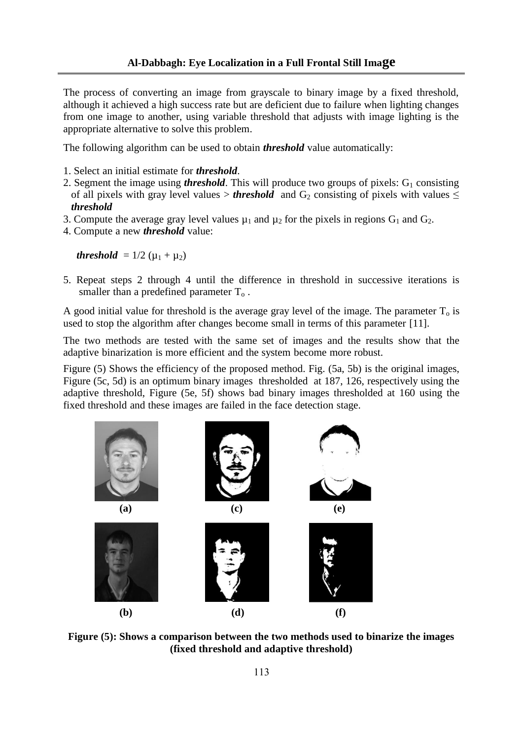The process of converting an image from grayscale to binary image by a fixed threshold, although it achieved a high success rate but are deficient due to failure when lighting changes from one image to another, using variable threshold that adjusts with image lighting is the appropriate alternative to solve this problem.

The following algorithm can be used to obtain ***threshold*** value automatically:

1. Select an initial estimate for ***threshold***.
2. Segment the image using ***threshold***. This will produce two groups of pixels: $G_1$ consisting of all pixels with gray level values > ***threshold*** and $G_2$ consisting of pixels with values ≤ ***threshold***
3. Compute the average gray level values $\mu_1$ and $\mu_2$ for the pixels in regions $G_1$ and $G_2$.
4. Compute a new ***threshold*** value:

   ***threshold*** $= 1/2\ (\mu_1 + \mu_2)$

5. Repeat steps 2 through 4 until the difference in threshold in successive iterations is smaller than a predefined parameter $T_o$ .

A good initial value for threshold is the average gray level of the image. The parameter $T_o$ is used to stop the algorithm after changes become small in terms of this parameter [11].

The two methods are tested with the same set of images and the results show that the adaptive binarization is more efficient and the system become more robust.

Figure (5) Shows the efficiency of the proposed method. Fig. (5a, 5b) is the original images, Figure (5c, 5d) is an optimum binary images thresholded at 187, 126, respectively using the adaptive threshold, Figure (5e, 5f) shows bad binary images thresholded at 160 using the fixed threshold and these images are failed in the face detection stage.

**(a)** **(c)** **(e)**

**(b)** **(d)** **(f)**

**Figure (5): Shows a comparison between the two methods used to binarize the images (fixed threshold and adaptive threshold)**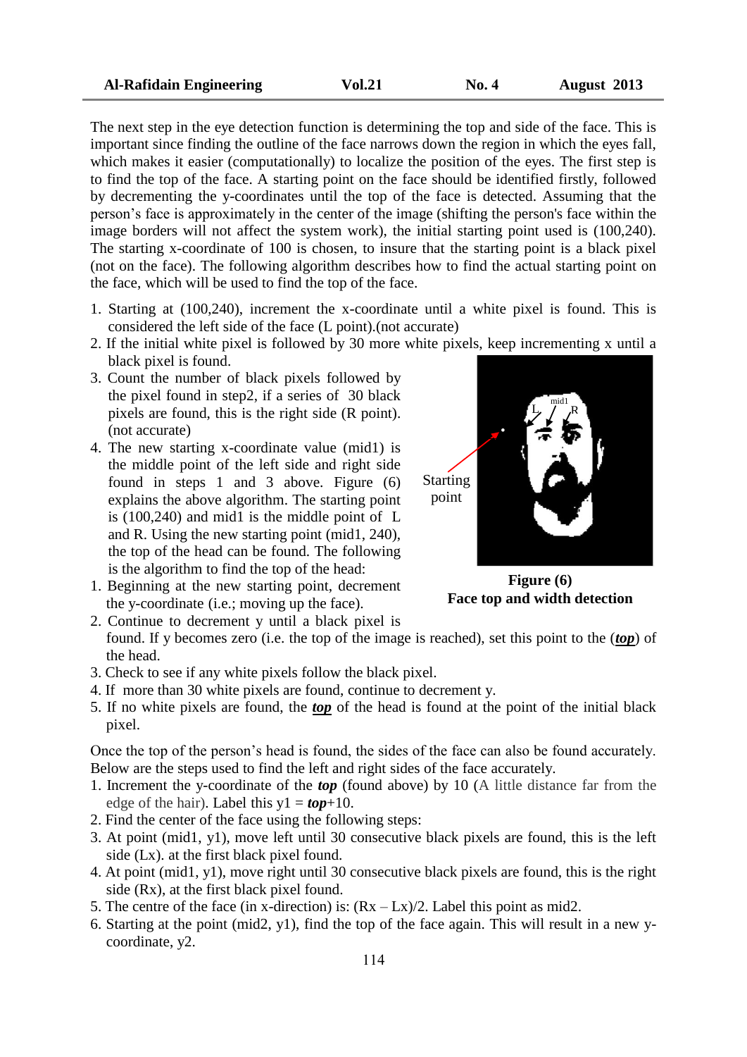The next step in the eye detection function is determining the top and side of the face. This is important since finding the outline of the face narrows down the region in which the eyes fall, which makes it easier (computationally) to localize the position of the eyes. The first step is to find the top of the face. A starting point on the face should be identified firstly, followed by decrementing the y-coordinates until the top of the face is detected. Assuming that the person's face is approximately in the center of the image (shifting the person's face within the image borders will not affect the system work), the initial starting point used is (100,240). The starting x-coordinate of 100 is chosen, to insure that the starting point is a black pixel (not on the face). The following algorithm describes how to find the actual starting point on the face, which will be used to find the top of the face.

1. Starting at (100,240), increment the x-coordinate until a white pixel is found. This is considered the left side of the face (L point).(not accurate)
2. If the initial white pixel is followed by 30 more white pixels, keep incrementing x until a black pixel is found.
3. Count the number of black pixels followed by the pixel found in step2, if a series of 30 black pixels are found, this is the right side (R point). (not accurate)
4. The new starting x-coordinate value (mid1) is the middle point of the left side and right side found in steps 1 and 3 above. Figure (6) explains the above algorithm. The starting point is (100,240) and mid1 is the middle point of L and R. Using the new starting point (mid1, 240), the top of the head can be found. The following is the algorithm to find the top of the head:

**Figure (6)**
**Face top and width detection**

1. Beginning at the new starting point, decrement the y-coordinate (i.e.; moving up the face).
2. Continue to decrement y until a black pixel is found. If y becomes zero (i.e. the top of the image is reached), set this point to the (***top***) of the head.
3. Check to see if any white pixels follow the black pixel.
4. If more than 30 white pixels are found, continue to decrement y.
5. If no white pixels are found, the ***top*** of the head is found at the point of the initial black pixel.

Once the top of the person's head is found, the sides of the face can also be found accurately. Below are the steps used to find the left and right sides of the face accurately.

1. Increment the y-coordinate of the ***top*** (found above) by 10 (A little distance far from the edge of the hair). Label this y1 = ***top***+10.
2. Find the center of the face using the following steps:
3. At point (mid1, y1), move left until 30 consecutive black pixels are found, this is the left side (Lx). at the first black pixel found.
4. At point (mid1, y1), move right until 30 consecutive black pixels are found, this is the right side (Rx), at the first black pixel found.
5. The centre of the face (in x-direction) is: (Rx – Lx)/2. Label this point as mid2.
6. Starting at the point (mid2, y1), find the top of the face again. This will result in a new y-coordinate, y2.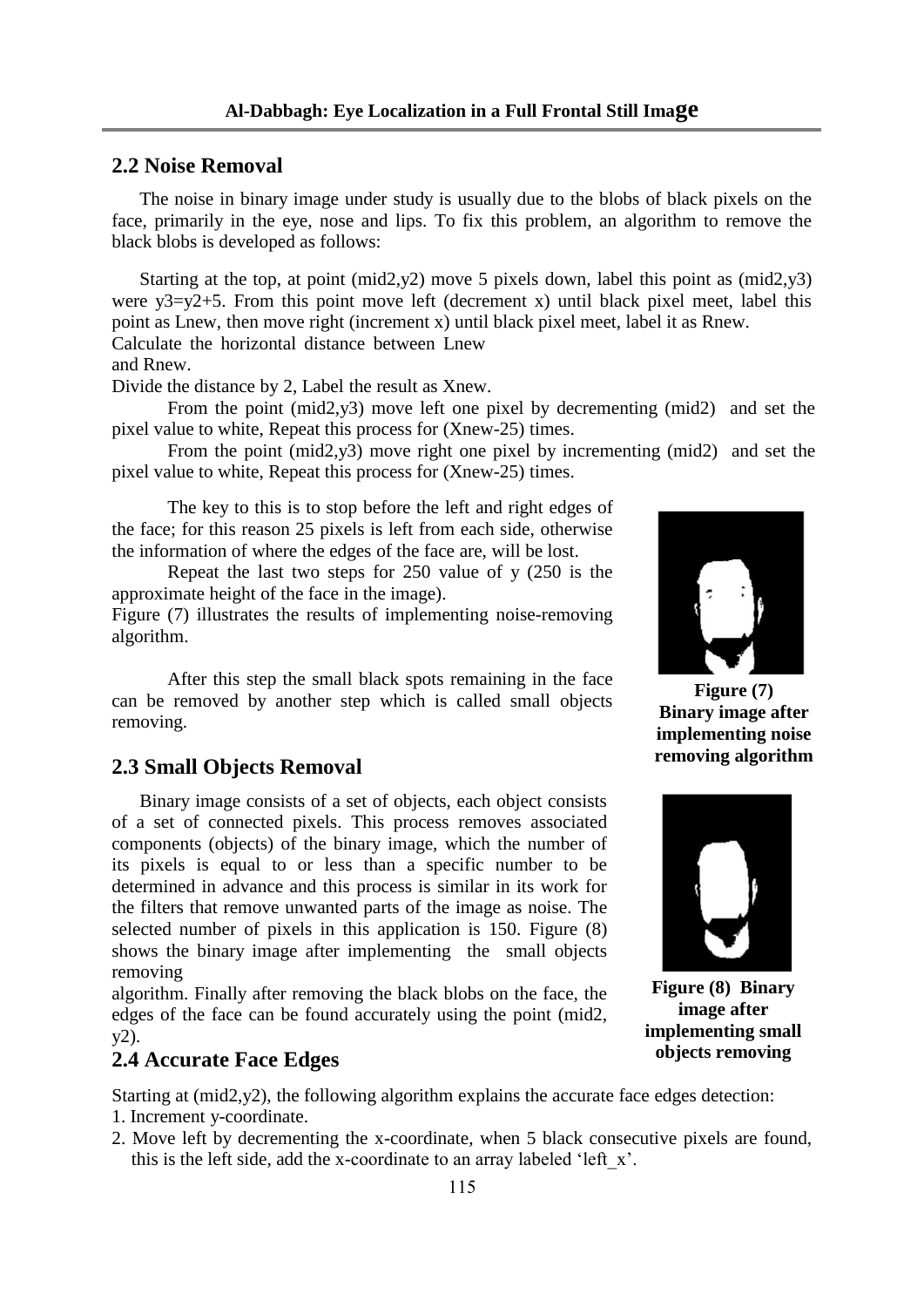## 2.2 Noise Removal

The noise in binary image under study is usually due to the blobs of black pixels on the face, primarily in the eye, nose and lips. To fix this problem, an algorithm to remove the black blobs is developed as follows:

Starting at the top, at point (mid2,y2) move 5 pixels down, label this point as (mid2,y3) were y3=y2+5. From this point move left (decrement x) until black pixel meet, label this point as Lnew, then move right (increment x) until black pixel meet, label it as Rnew.
Calculate the horizontal distance between Lnew and Rnew.
Divide the distance by 2, Label the result as Xnew.

From the point (mid2,y3) move left one pixel by decrementing (mid2) and set the pixel value to white, Repeat this process for (Xnew-25) times.

From the point (mid2,y3) move right one pixel by incrementing (mid2) and set the pixel value to white, Repeat this process for (Xnew-25) times.

The key to this is to stop before the left and right edges of the face; for this reason 25 pixels is left from each side, otherwise the information of where the edges of the face are, will be lost.

Repeat the last two steps for 250 value of y (250 is the approximate height of the face in the image).
Figure (7) illustrates the results of implementing noise-removing algorithm.

**Figure (7) Binary image after implementing noise removing algorithm**

After this step the small black spots remaining in the face can be removed by another step which is called small objects removing.

## 2.3 Small Objects Removal

Binary image consists of a set of objects, each object consists of a set of connected pixels. This process removes associated components (objects) of the binary image, which the number of its pixels is equal to or less than a specific number to be determined in advance and this process is similar in its work for the filters that remove unwanted parts of the image as noise. The selected number of pixels in this application is 150. Figure (8) shows the binary image after implementing the small objects removing algorithm. Finally after removing the black blobs on the face, the edges of the face can be found accurately using the point (mid2, y2).

**Figure (8) Binary image after implementing small objects removing**

## 2.4 Accurate Face Edges

Starting at (mid2,y2), the following algorithm explains the accurate face edges detection:

1. Increment y-coordinate.
2. Move left by decrementing the x-coordinate, when 5 black consecutive pixels are found, this is the left side, add the x-coordinate to an array labeled 'left_x'.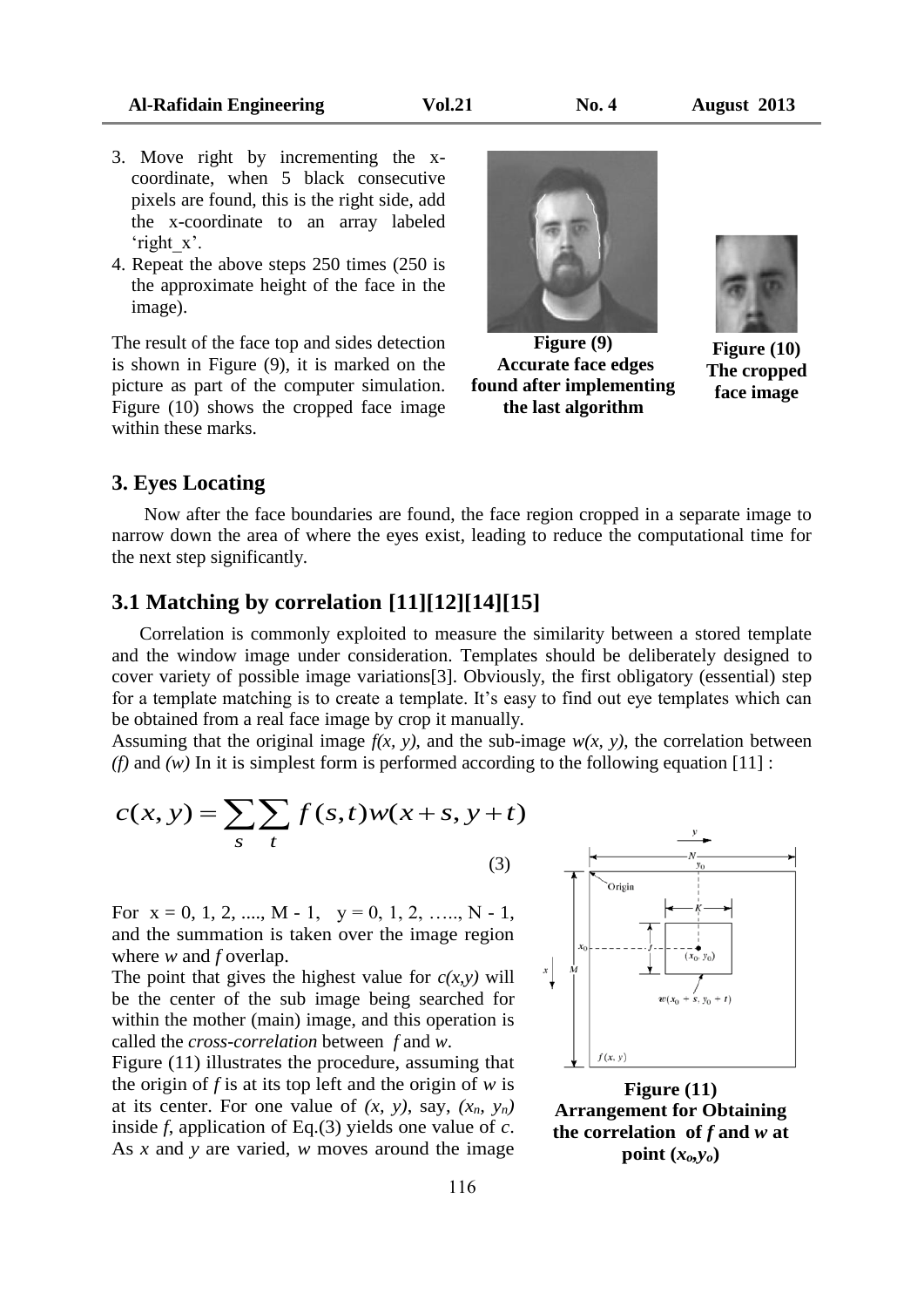3. Move right by incrementing the x-coordinate, when 5 black consecutive pixels are found, this is the right side, add the x-coordinate to an array labeled 'right_x'.
4. Repeat the above steps 250 times (250 is the approximate height of the face in the image).

The result of the face top and sides detection is shown in Figure (9), it is marked on the picture as part of the computer simulation. Figure (10) shows the cropped face image within these marks.

**Figure (9) Accurate face edges found after implementing the last algorithm**

**Figure (10) The cropped face image**

## 3. Eyes Locating

Now after the face boundaries are found, the face region cropped in a separate image to narrow down the area of where the eyes exist, leading to reduce the computational time for the next step significantly.

### 3.1 Matching by correlation [11][12][14][15]

Correlation is commonly exploited to measure the similarity between a stored template and the window image under consideration. Templates should be deliberately designed to cover variety of possible image variations[3]. Obviously, the first obligatory (essential) step for a template matching is to create a template. It's easy to find out eye templates which can be obtained from a real face image by crop it manually.

Assuming that the original image $f(x, y)$, and the sub-image $w(x, y)$, the correlation between $(f)$ and $(w)$ In it is simplest form is performed according to the following equation [11] :

$$c(x,y) = \sum_{s}\sum_{t} f(s,t)w(x+s, y+t) \tag{3}$$

For $x = 0, 1, 2, ...., M - 1$, $y = 0, 1, 2, ....., N - 1$, and the summation is taken over the image region where $w$ and $f$ overlap.

The point that gives the highest value for $c(x,y)$ will be the center of the sub image being searched for within the mother (main) image, and this operation is called the *cross-correlation* between $f$ and $w$.

Figure (11) illustrates the procedure, assuming that the origin of $f$ is at its top left and the origin of $w$ is at its center. For one value of $(x, y)$, say, $(x_n, y_n)$ inside $f$, application of Eq.(3) yields one value of $c$. As $x$ and $y$ are varied, $w$ moves around the image

**Figure (11) Arrangement for Obtaining the correlation of $f$ and $w$ at point $(x_o,y_o)$**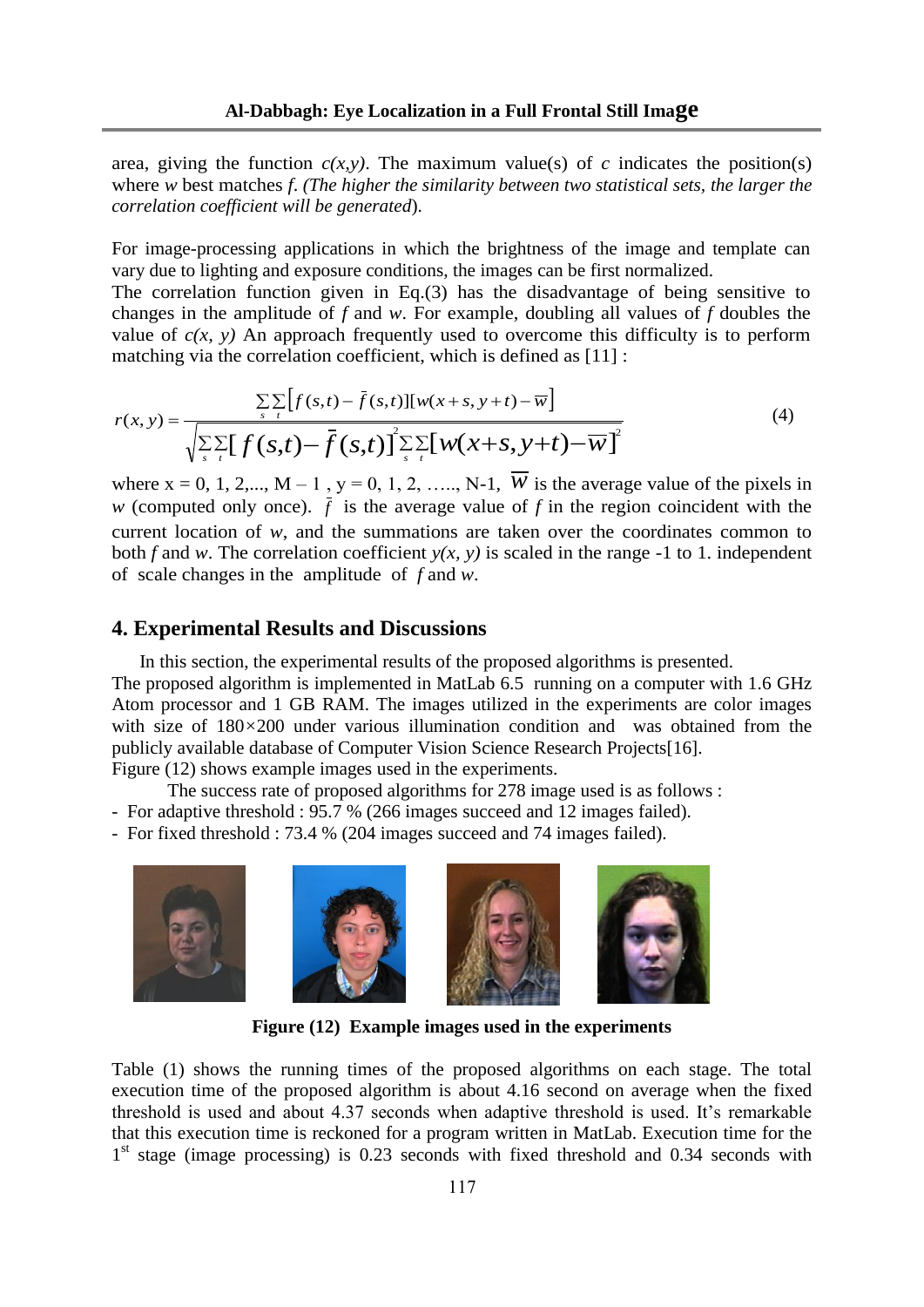area, giving the function $c(x,y)$. The maximum value(s) of $c$ indicates the position(s) where $w$ best matches $f$. *(The higher the similarity between two statistical sets, the larger the correlation coefficient will be generated*).

For image-processing applications in which the brightness of the image and template can vary due to lighting and exposure conditions, the images can be first normalized.
The correlation function given in Eq.(3) has the disadvantage of being sensitive to changes in the amplitude of $f$ and $w$. For example, doubling all values of $f$ doubles the value of $c(x, y)$ An approach frequently used to overcome this difficulty is to perform matching via the correlation coefficient, which is defined as [11] :

$$r(x,y) = \frac{\sum_s \sum_t \left[ f(s,t) - \bar{f}(s,t) \right] \left[ w(x+s, y+t) - \bar{w} \right]}{\sqrt{\sum_s \sum_t \left[ f(s,t) - \bar{f}(s,t) \right]^2 \sum_s \sum_t \left[ w(x+s, y+t) - \bar{w} \right]^2}} \tag{4}$$

where x = 0, 1, 2,..., M – 1 , y = 0, 1, 2, ….., N-1, $\overline{w}$ is the average value of the pixels in $w$ (computed only once). $\bar{f}$ is the average value of $f$ in the region coincident with the current location of $w$, and the summations are taken over the coordinates common to both $f$ and $w$. The correlation coefficient $y(x, y)$ is scaled in the range -1 to 1. independent of scale changes in the amplitude of $f$ and $w$.

## 4. Experimental Results and Discussions

In this section, the experimental results of the proposed algorithms is presented.
The proposed algorithm is implemented in MatLab 6.5 running on a computer with 1.6 GHz Atom processor and 1 GB RAM. The images utilized in the experiments are color images with size of 180×200 under various illumination condition and was obtained from the publicly available database of Computer Vision Science Research Projects[16].
Figure (12) shows example images used in the experiments.

The success rate of proposed algorithms for 278 image used is as follows :

- For adaptive threshold : 95.7 % (266 images succeed and 12 images failed).
- For fixed threshold : 73.4 % (204 images succeed and 74 images failed).

**Figure (12) Example images used in the experiments**

Table (1) shows the running times of the proposed algorithms on each stage. The total execution time of the proposed algorithm is about 4.16 second on average when the fixed threshold is used and about 4.37 seconds when adaptive threshold is used. It's remarkable that this execution time is reckoned for a program written in MatLab. Execution time for the 1st stage (image processing) is 0.23 seconds with fixed threshold and 0.34 seconds with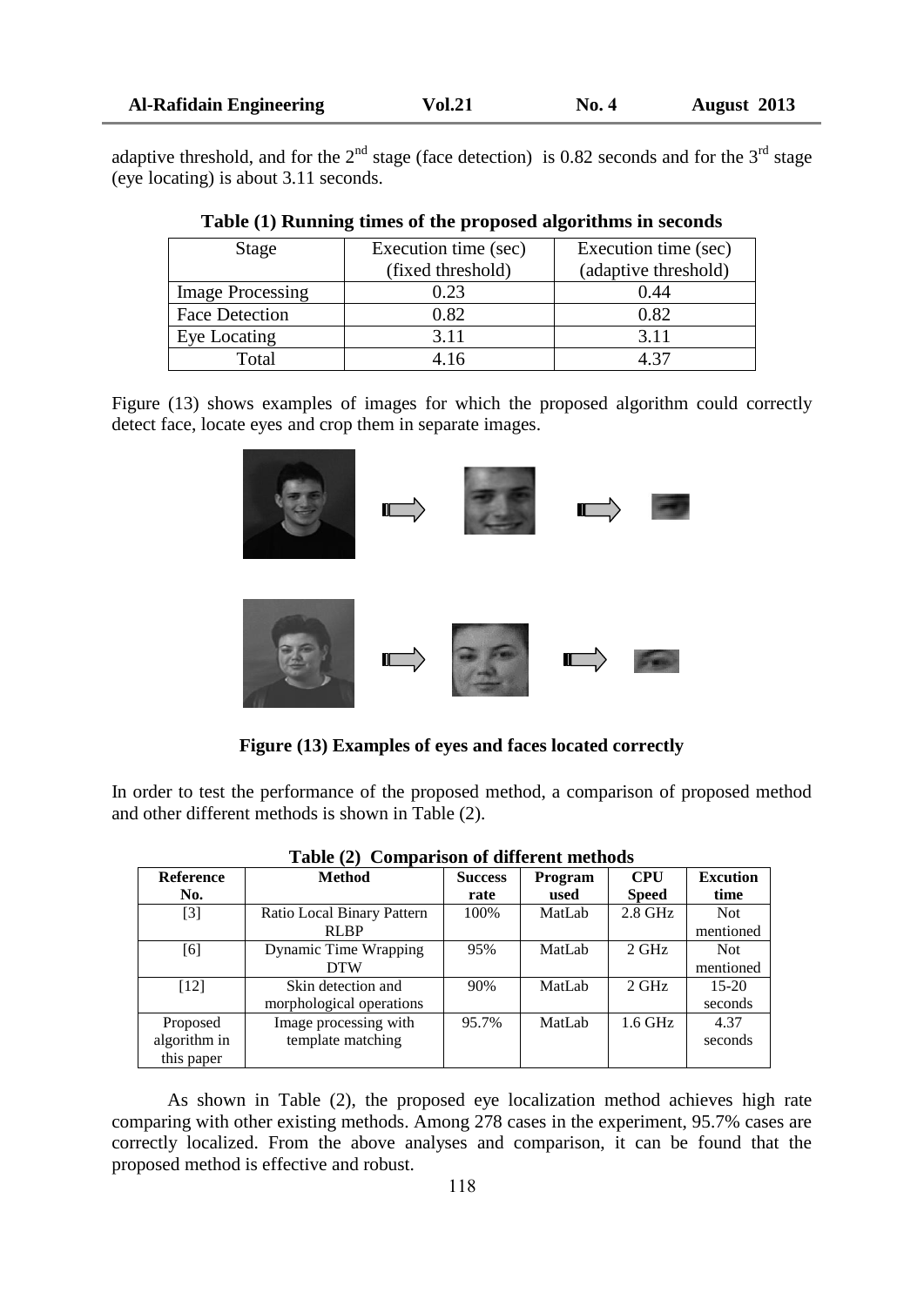adaptive threshold, and for the 2nd stage (face detection) is 0.82 seconds and for the 3rd stage (eye locating) is about 3.11 seconds.

**Table (1) Running times of the proposed algorithms in seconds**

| Stage | Execution time (sec) (fixed threshold) | Execution time (sec) (adaptive threshold) |
|---|---|---|
| Image Processing | 0.23 | 0.44 |
| Face Detection | 0.82 | 0.82 |
| Eye Locating | 3.11 | 3.11 |
| Total | 4.16 | 4.37 |

Figure (13) shows examples of images for which the proposed algorithm could correctly detect face, locate eyes and crop them in separate images.

**Figure (13) Examples of eyes and faces located correctly**

In order to test the performance of the proposed method, a comparison of proposed method and other different methods is shown in Table (2).

**Table (2) Comparison of different methods**

| Reference No. | Method | Success rate | Program used | CPU Speed | Excution time |
|---|---|---|---|---|---|
| [3] | Ratio Local Binary Pattern RLBP | 100% | MatLab | 2.8 GHz | Not mentioned |
| [6] | Dynamic Time Wrapping DTW | 95% | MatLab | 2 GHz | Not mentioned |
| [12] | Skin detection and morphological operations | 90% | MatLab | 2 GHz | 15-20 seconds |
| Proposed algorithm in this paper | Image processing with template matching | 95.7% | MatLab | 1.6 GHz | 4.37 seconds |

As shown in Table (2), the proposed eye localization method achieves high rate comparing with other existing methods. Among 278 cases in the experiment, 95.7% cases are correctly localized. From the above analyses and comparison, it can be found that the proposed method is effective and robust.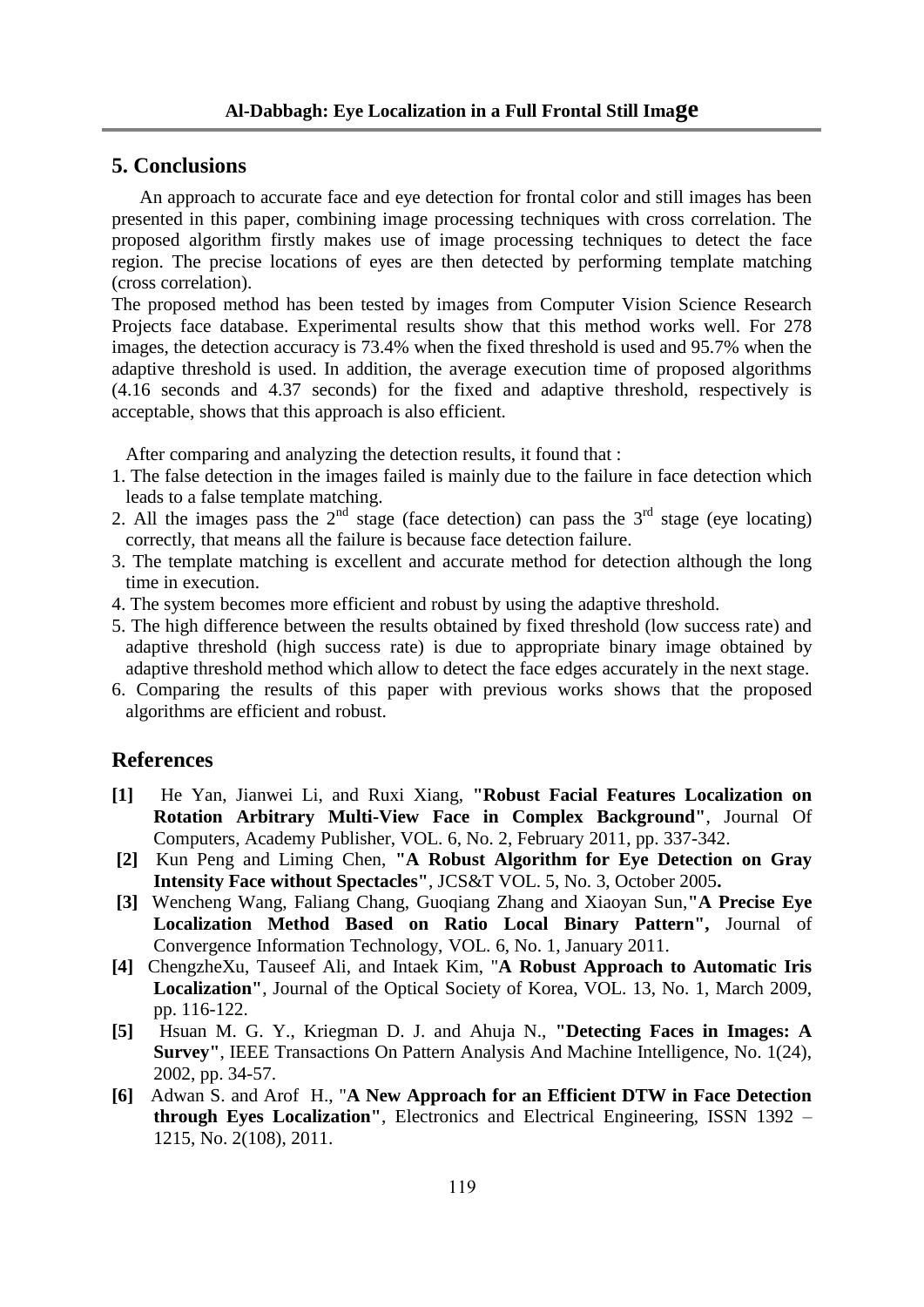## 5. Conclusions

An approach to accurate face and eye detection for frontal color and still images has been presented in this paper, combining image processing techniques with cross correlation. The proposed algorithm firstly makes use of image processing techniques to detect the face region. The precise locations of eyes are then detected by performing template matching (cross correlation).

The proposed method has been tested by images from Computer Vision Science Research Projects face database. Experimental results show that this method works well. For 278 images, the detection accuracy is 73.4% when the fixed threshold is used and 95.7% when the adaptive threshold is used. In addition, the average execution time of proposed algorithms (4.16 seconds and 4.37 seconds) for the fixed and adaptive threshold, respectively is acceptable, shows that this approach is also efficient.

After comparing and analyzing the detection results, it found that :

1. The false detection in the images failed is mainly due to the failure in face detection which leads to a false template matching.
2. All the images pass the 2nd stage (face detection) can pass the 3rd stage (eye locating) correctly, that means all the failure is because face detection failure.
3. The template matching is excellent and accurate method for detection although the long time in execution.
4. The system becomes more efficient and robust by using the adaptive threshold.
5. The high difference between the results obtained by fixed threshold (low success rate) and adaptive threshold (high success rate) is due to appropriate binary image obtained by adaptive threshold method which allow to detect the face edges accurately in the next stage.
6. Comparing the results of this paper with previous works shows that the proposed algorithms are efficient and robust.

## References

**[1]** He Yan, Jianwei Li, and Ruxi Xiang, **"Robust Facial Features Localization on Rotation Arbitrary Multi-View Face in Complex Background"**, Journal Of Computers, Academy Publisher, VOL. 6, No. 2, February 2011, pp. 337-342.

**[2]** Kun Peng and Liming Chen, **"A Robust Algorithm for Eye Detection on Gray Intensity Face without Spectacles"**, JCS&T VOL. 5, No. 3, October 2005**.**

**[3]** Wencheng Wang, Faliang Chang, Guoqiang Zhang and Xiaoyan Sun,**"A Precise Eye Localization Method Based on Ratio Local Binary Pattern",** Journal of Convergence Information Technology, VOL. 6, No. 1, January 2011.

**[4]** ChengzheXu, Tauseef Ali, and Intaek Kim, "**A Robust Approach to Automatic Iris Localization"**, Journal of the Optical Society of Korea, VOL. 13, No. 1, March 2009, pp. 116-122.

**[5]** Hsuan M. G. Y., Kriegman D. J. and Ahuja N., **"Detecting Faces in Images: A Survey"**, IEEE Transactions On Pattern Analysis And Machine Intelligence, No. 1(24), 2002, pp. 34-57.

**[6]** Adwan S. and Arof H., "**A New Approach for an Efficient DTW in Face Detection through Eyes Localization"**, Electronics and Electrical Engineering, ISSN 1392 – 1215, No. 2(108), 2011.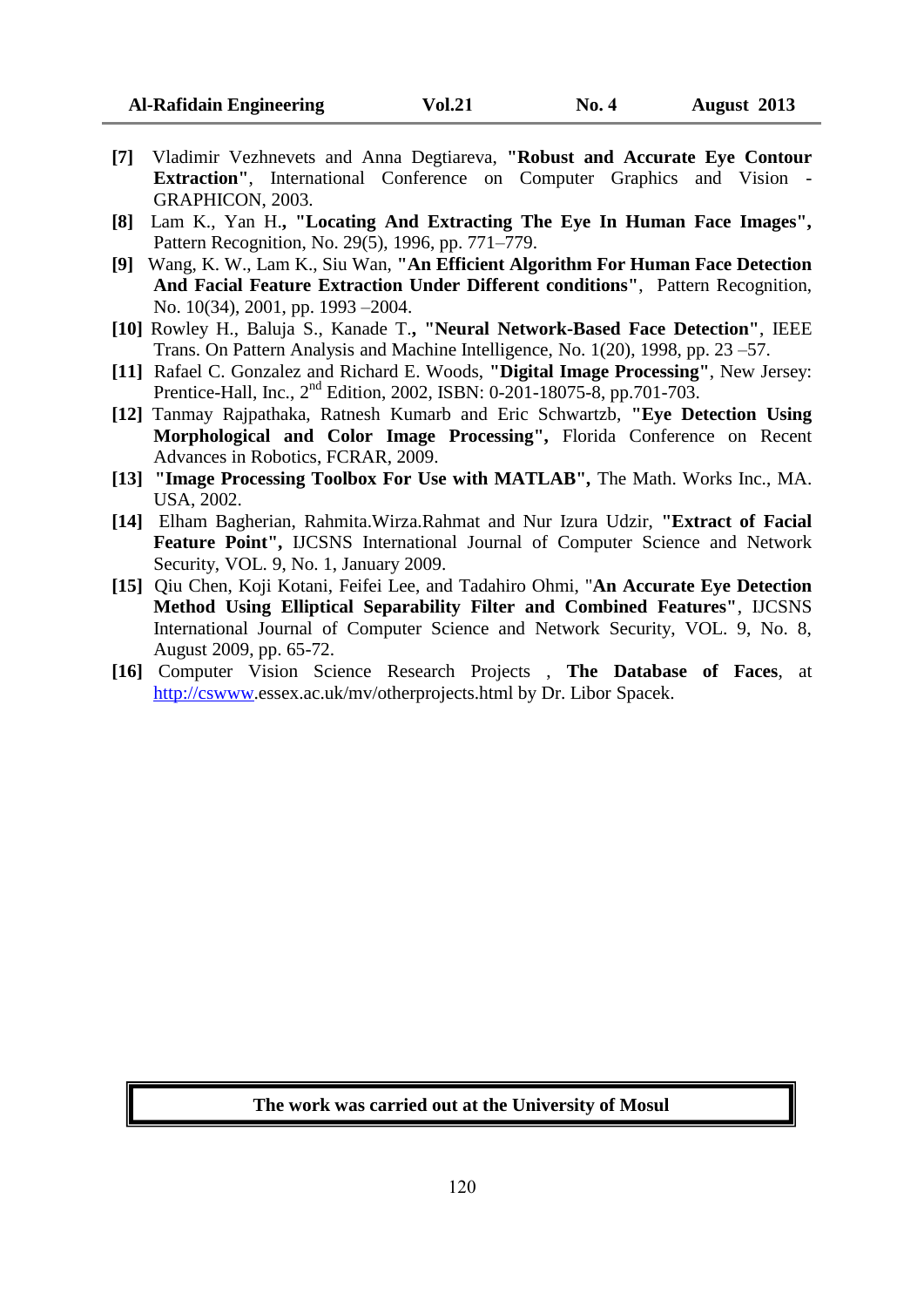**[7]** Vladimir Vezhnevets and Anna Degtiareva, **"Robust and Accurate Eye Contour Extraction"**, International Conference on Computer Graphics and Vision - GRAPHICON, 2003.

**[8]** Lam K., Yan H**., "Locating And Extracting The Eye In Human Face Images",** Pattern Recognition, No. 29(5), 1996, pp. 771–779.

**[9]** Wang, K. W., Lam K., Siu Wan, **"An Efficient Algorithm For Human Face Detection And Facial Feature Extraction Under Different conditions"**, Pattern Recognition, No. 10(34), 2001, pp. 1993 –2004.

**[10]** Rowley H., Baluja S., Kanade T.**, "Neural Network-Based Face Detection"**, IEEE Trans. On Pattern Analysis and Machine Intelligence, No. 1(20), 1998, pp. 23 –57.

**[11]** Rafael C. Gonzalez and Richard E. Woods, **"Digital Image Processing"**, New Jersey: Prentice-Hall, Inc., 2nd Edition, 2002, ISBN: 0-201-18075-8, pp.701-703.

**[12]** Tanmay Rajpathaka, Ratnesh Kumarb and Eric Schwartzb, **"Eye Detection Using Morphological and Color Image Processing",** Florida Conference on Recent Advances in Robotics, FCRAR, 2009.

**[13]** **"Image Processing Toolbox For Use with MATLAB",** The Math. Works Inc., MA. USA, 2002.

**[14]** Elham Bagherian, Rahmita.Wirza.Rahmat and Nur Izura Udzir, **"Extract of Facial Feature Point",** IJCSNS International Journal of Computer Science and Network Security, VOL. 9, No. 1, January 2009.

**[15]** Qiu Chen, Koji Kotani, Feifei Lee, and Tadahiro Ohmi, "**An Accurate Eye Detection Method Using Elliptical Separability Filter and Combined Features"**, IJCSNS International Journal of Computer Science and Network Security, VOL. 9, No. 8, August 2009, pp. 65-72.

**[16]** Computer Vision Science Research Projects , **The Database of Faces**, at http://cswww.essex.ac.uk/mv/otherprojects.html by Dr. Libor Spacek.

**The work was carried out at the University of Mosul**